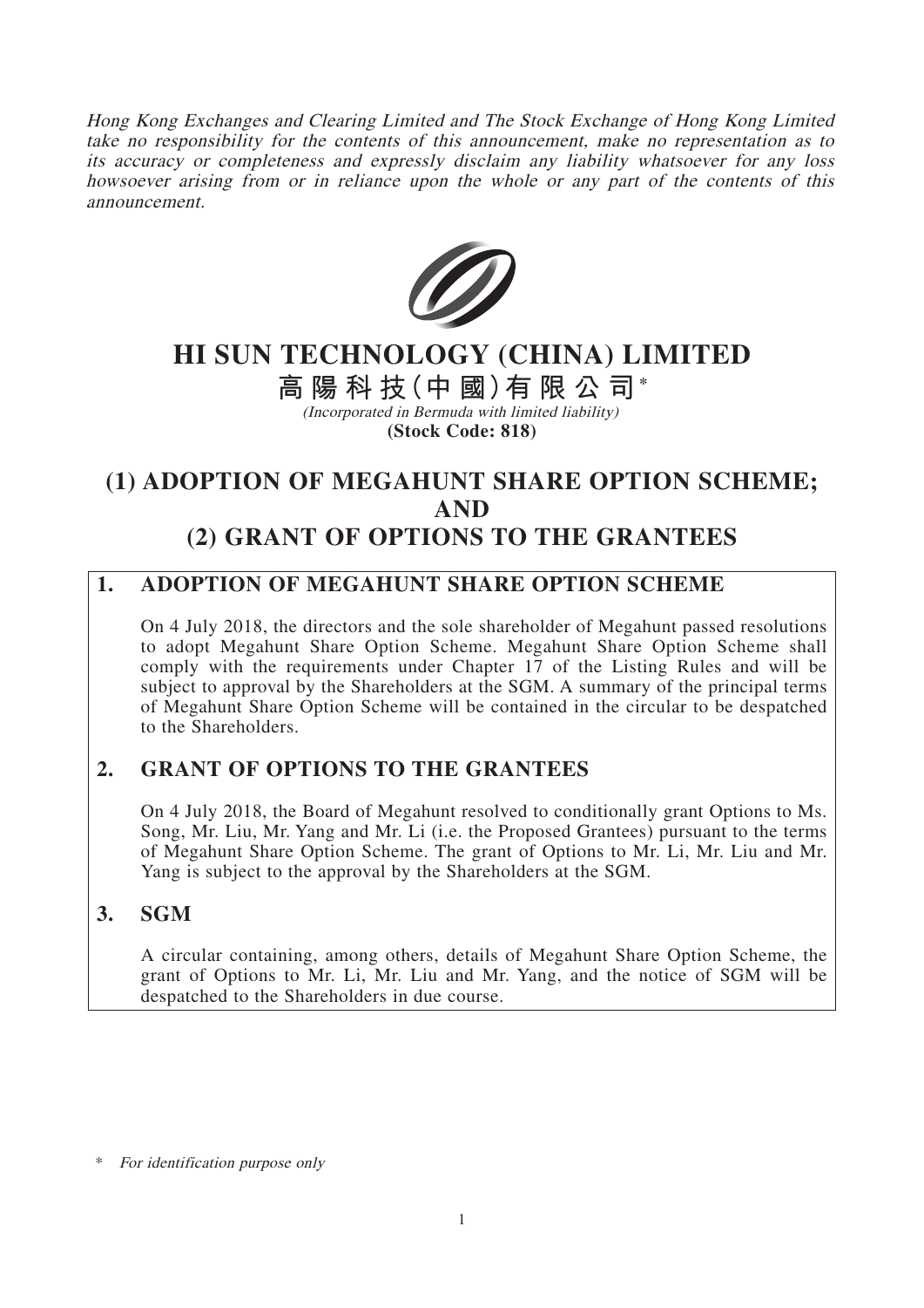*Hong Kong Exchanges and Clearing Limited and The Stock Exchange of Hong Kong Limited take no responsibility for the contents of this announcement, make no representation as to its accuracy or completeness and expressly disclaim any liability whatsoever for any loss howsoever arising from or in reliance upon the whole or any part of the contents of this announcement.*

# HI SUN TECHNOLOGY (CHINA) LIMITED

# 高陽科技(中國)有限公司*

*(Incorporated in Bermuda with limited liability)*

**(Stock Code: 818)**

# (1) ADOPTION OF MEGAHUNT SHARE OPTION SCHEME; AND (2) GRANT OF OPTIONS TO THE GRANTEES

## 1. ADOPTION OF MEGAHUNT SHARE OPTION SCHEME

On 4 July 2018, the directors and the sole shareholder of Megahunt passed resolutions to adopt Megahunt Share Option Scheme. Megahunt Share Option Scheme shall comply with the requirements under Chapter 17 of the Listing Rules and will be subject to approval by the Shareholders at the SGM. A summary of the principal terms of Megahunt Share Option Scheme will be contained in the circular to be despatched to the Shareholders.

## 2. GRANT OF OPTIONS TO THE GRANTEES

On 4 July 2018, the Board of Megahunt resolved to conditionally grant Options to Ms. Song, Mr. Liu, Mr. Yang and Mr. Li (i.e. the Proposed Grantees) pursuant to the terms of Megahunt Share Option Scheme. The grant of Options to Mr. Li, Mr. Liu and Mr. Yang is subject to the approval by the Shareholders at the SGM.

## 3. SGM

A circular containing, among others, details of Megahunt Share Option Scheme, the grant of Options to Mr. Li, Mr. Liu and Mr. Yang, and the notice of SGM will be despatched to the Shareholders in due course.

\* *For identification purpose only*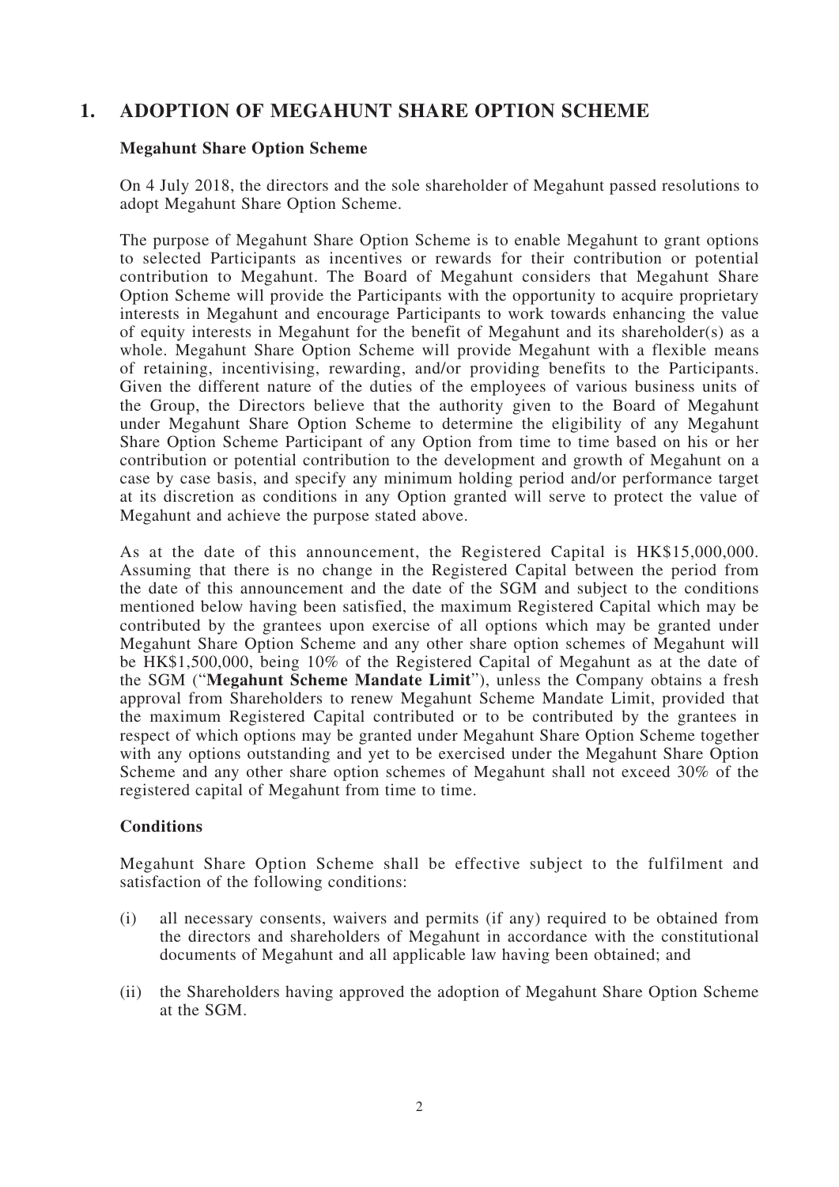## 1. ADOPTION OF MEGAHUNT SHARE OPTION SCHEME

### Megahunt Share Option Scheme

On 4 July 2018, the directors and the sole shareholder of Megahunt passed resolutions to adopt Megahunt Share Option Scheme.

The purpose of Megahunt Share Option Scheme is to enable Megahunt to grant options to selected Participants as incentives or rewards for their contribution or potential contribution to Megahunt. The Board of Megahunt considers that Megahunt Share Option Scheme will provide the Participants with the opportunity to acquire proprietary interests in Megahunt and encourage Participants to work towards enhancing the value of equity interests in Megahunt for the benefit of Megahunt and its shareholder(s) as a whole. Megahunt Share Option Scheme will provide Megahunt with a flexible means of retaining, incentivising, rewarding, and/or providing benefits to the Participants. Given the different nature of the duties of the employees of various business units of the Group, the Directors believe that the authority given to the Board of Megahunt under Megahunt Share Option Scheme to determine the eligibility of any Megahunt Share Option Scheme Participant of any Option from time to time based on his or her contribution or potential contribution to the development and growth of Megahunt on a case by case basis, and specify any minimum holding period and/or performance target at its discretion as conditions in any Option granted will serve to protect the value of Megahunt and achieve the purpose stated above.

As at the date of this announcement, the Registered Capital is HK$15,000,000. Assuming that there is no change in the Registered Capital between the period from the date of this announcement and the date of the SGM and subject to the conditions mentioned below having been satisfied, the maximum Registered Capital which may be contributed by the grantees upon exercise of all options which may be granted under Megahunt Share Option Scheme and any other share option schemes of Megahunt will be HK$1,500,000, being 10% of the Registered Capital of Megahunt as at the date of the SGM ("**Megahunt Scheme Mandate Limit**"), unless the Company obtains a fresh approval from Shareholders to renew Megahunt Scheme Mandate Limit, provided that the maximum Registered Capital contributed or to be contributed by the grantees in respect of which options may be granted under Megahunt Share Option Scheme together with any options outstanding and yet to be exercised under the Megahunt Share Option Scheme and any other share option schemes of Megahunt shall not exceed 30% of the registered capital of Megahunt from time to time.

### Conditions

Megahunt Share Option Scheme shall be effective subject to the fulfilment and satisfaction of the following conditions:

(i) all necessary consents, waivers and permits (if any) required to be obtained from the directors and shareholders of Megahunt in accordance with the constitutional documents of Megahunt and all applicable law having been obtained; and

(ii) the Shareholders having approved the adoption of Megahunt Share Option Scheme at the SGM.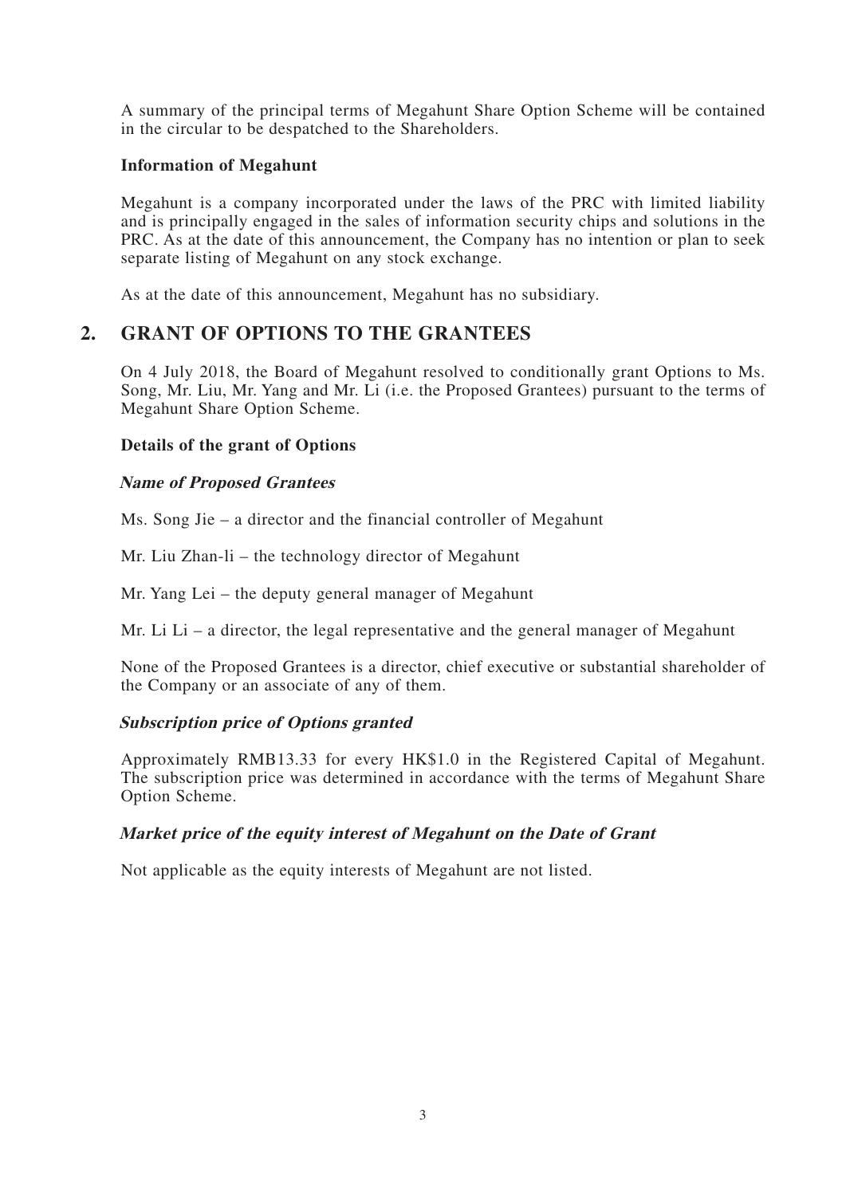A summary of the principal terms of Megahunt Share Option Scheme will be contained in the circular to be despatched to the Shareholders.

**Information of Megahunt**

Megahunt is a company incorporated under the laws of the PRC with limited liability and is principally engaged in the sales of information security chips and solutions in the PRC. As at the date of this announcement, the Company has no intention or plan to seek separate listing of Megahunt on any stock exchange.

As at the date of this announcement, Megahunt has no subsidiary.

## 2. GRANT OF OPTIONS TO THE GRANTEES

On 4 July 2018, the Board of Megahunt resolved to conditionally grant Options to Ms. Song, Mr. Liu, Mr. Yang and Mr. Li (i.e. the Proposed Grantees) pursuant to the terms of Megahunt Share Option Scheme.

**Details of the grant of Options**

***Name of Proposed Grantees***

Ms. Song Jie – a director and the financial controller of Megahunt

Mr. Liu Zhan-li – the technology director of Megahunt

Mr. Yang Lei – the deputy general manager of Megahunt

Mr. Li Li – a director, the legal representative and the general manager of Megahunt

None of the Proposed Grantees is a director, chief executive or substantial shareholder of the Company or an associate of any of them.

***Subscription price of Options granted***

Approximately RMB13.33 for every HK$1.0 in the Registered Capital of Megahunt. The subscription price was determined in accordance with the terms of Megahunt Share Option Scheme.

***Market price of the equity interest of Megahunt on the Date of Grant***

Not applicable as the equity interests of Megahunt are not listed.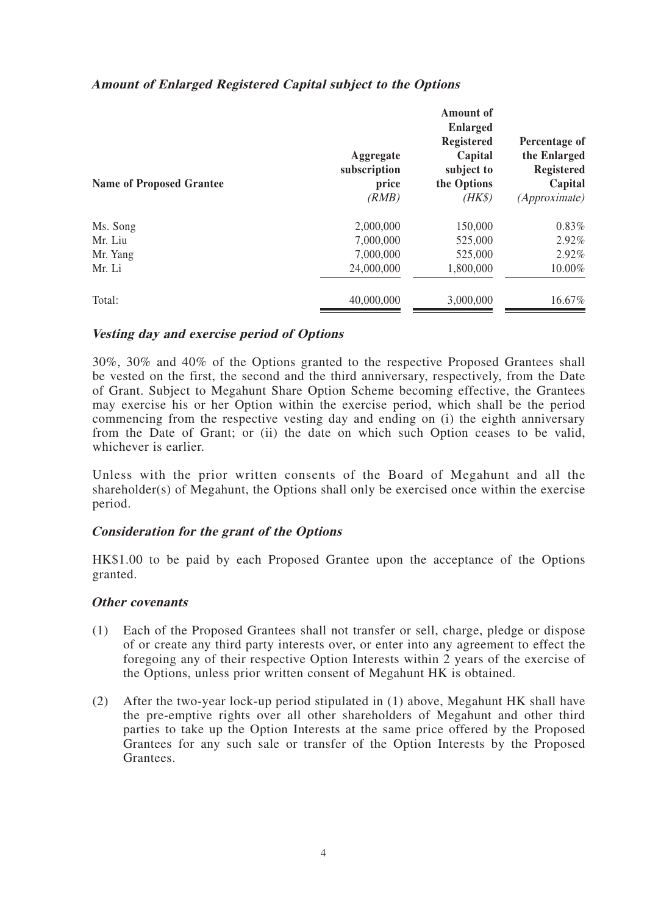***Amount of Enlarged Registered Capital subject to the Options***

| Name of Proposed Grantee | Aggregate subscription price (RMB) | Amount of Enlarged Registered Capital subject to the Options (HK$) | Percentage of the Enlarged Registered Capital (Approximate) |
|---|---|---|---|
| Ms. Song | 2,000,000 | 150,000 | 0.83% |
| Mr. Liu | 7,000,000 | 525,000 | 2.92% |
| Mr. Yang | 7,000,000 | 525,000 | 2.92% |
| Mr. Li | 24,000,000 | 1,800,000 | 10.00% |
| Total: | 40,000,000 | 3,000,000 | 16.67% |

***Vesting day and exercise period of Options***

30%, 30% and 40% of the Options granted to the respective Proposed Grantees shall be vested on the first, the second and the third anniversary, respectively, from the Date of Grant. Subject to Megahunt Share Option Scheme becoming effective, the Grantees may exercise his or her Option within the exercise period, which shall be the period commencing from the respective vesting day and ending on (i) the eighth anniversary from the Date of Grant; or (ii) the date on which such Option ceases to be valid, whichever is earlier.

Unless with the prior written consents of the Board of Megahunt and all the shareholder(s) of Megahunt, the Options shall only be exercised once within the exercise period.

***Consideration for the grant of the Options***

HK$1.00 to be paid by each Proposed Grantee upon the acceptance of the Options granted.

***Other covenants***

(1) Each of the Proposed Grantees shall not transfer or sell, charge, pledge or dispose of or create any third party interests over, or enter into any agreement to effect the foregoing any of their respective Option Interests within 2 years of the exercise of the Options, unless prior written consent of Megahunt HK is obtained.

(2) After the two-year lock-up period stipulated in (1) above, Megahunt HK shall have the pre-emptive rights over all other shareholders of Megahunt and other third parties to take up the Option Interests at the same price offered by the Proposed Grantees for any such sale or transfer of the Option Interests by the Proposed Grantees.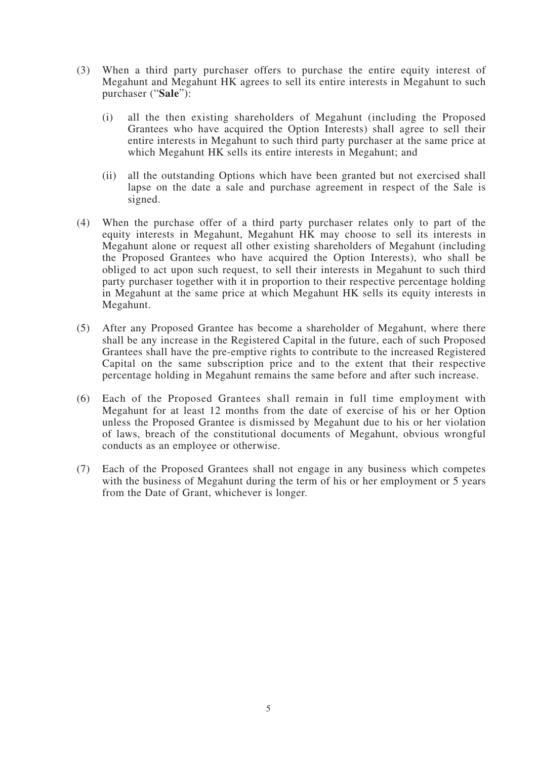(3) When a third party purchaser offers to purchase the entire equity interest of Megahunt and Megahunt HK agrees to sell its entire interests in Megahunt to such purchaser ("**Sale**"):

   (i) all the then existing shareholders of Megahunt (including the Proposed Grantees who have acquired the Option Interests) shall agree to sell their entire interests in Megahunt to such third party purchaser at the same price at which Megahunt HK sells its entire interests in Megahunt; and

   (ii) all the outstanding Options which have been granted but not exercised shall lapse on the date a sale and purchase agreement in respect of the Sale is signed.

(4) When the purchase offer of a third party purchaser relates only to part of the equity interests in Megahunt, Megahunt HK may choose to sell its interests in Megahunt alone or request all other existing shareholders of Megahunt (including the Proposed Grantees who have acquired the Option Interests), who shall be obliged to act upon such request, to sell their interests in Megahunt to such third party purchaser together with it in proportion to their respective percentage holding in Megahunt at the same price at which Megahunt HK sells its equity interests in Megahunt.

(5) After any Proposed Grantee has become a shareholder of Megahunt, where there shall be any increase in the Registered Capital in the future, each of such Proposed Grantees shall have the pre-emptive rights to contribute to the increased Registered Capital on the same subscription price and to the extent that their respective percentage holding in Megahunt remains the same before and after such increase.

(6) Each of the Proposed Grantees shall remain in full time employment with Megahunt for at least 12 months from the date of exercise of his or her Option unless the Proposed Grantee is dismissed by Megahunt due to his or her violation of laws, breach of the constitutional documents of Megahunt, obvious wrongful conducts as an employee or otherwise.

(7) Each of the Proposed Grantees shall not engage in any business which competes with the business of Megahunt during the term of his or her employment or 5 years from the Date of Grant, whichever is longer.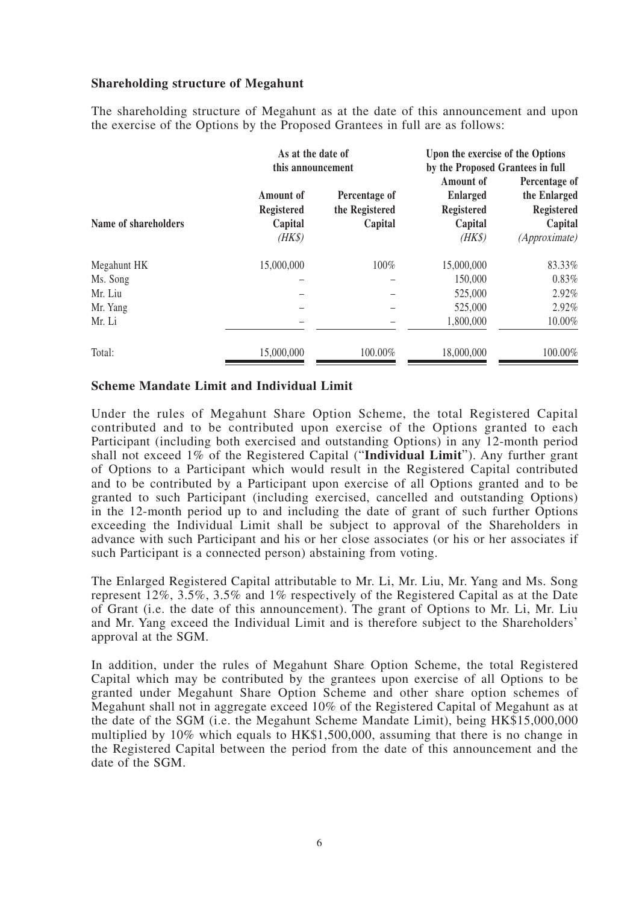**Shareholding structure of Megahunt**

The shareholding structure of Megahunt as at the date of this announcement and upon the exercise of the Options by the Proposed Grantees in full are as follows:

| Name of shareholders | As at the date of this announcement | | Upon the exercise of the Options by the Proposed Grantees in full | |
|---|---|---|---|---|
| | Amount of Registered Capital (HK$) | Percentage of the Registered Capital | Amount of Enlarged Registered Capital (HK$) | Percentage of the Enlarged Registered Capital (Approximate) |
| Megahunt HK | 15,000,000 | 100% | 15,000,000 | 83.33% |
| Ms. Song | – | – | 150,000 | 0.83% |
| Mr. Liu | – | – | 525,000 | 2.92% |
| Mr. Yang | – | – | 525,000 | 2.92% |
| Mr. Li | – | – | 1,800,000 | 10.00% |
| Total: | 15,000,000 | 100.00% | 18,000,000 | 100.00% |

**Scheme Mandate Limit and Individual Limit**

Under the rules of Megahunt Share Option Scheme, the total Registered Capital contributed and to be contributed upon exercise of the Options granted to each Participant (including both exercised and outstanding Options) in any 12-month period shall not exceed 1% of the Registered Capital ("**Individual Limit**"). Any further grant of Options to a Participant which would result in the Registered Capital contributed and to be contributed by a Participant upon exercise of all Options granted and to be granted to such Participant (including exercised, cancelled and outstanding Options) in the 12-month period up to and including the date of grant of such further Options exceeding the Individual Limit shall be subject to approval of the Shareholders in advance with such Participant and his or her close associates (or his or her associates if such Participant is a connected person) abstaining from voting.

The Enlarged Registered Capital attributable to Mr. Li, Mr. Liu, Mr. Yang and Ms. Song represent 12%, 3.5%, 3.5% and 1% respectively of the Registered Capital as at the Date of Grant (i.e. the date of this announcement). The grant of Options to Mr. Li, Mr. Liu and Mr. Yang exceed the Individual Limit and is therefore subject to the Shareholders' approval at the SGM.

In addition, under the rules of Megahunt Share Option Scheme, the total Registered Capital which may be contributed by the grantees upon exercise of all Options to be granted under Megahunt Share Option Scheme and other share option schemes of Megahunt shall not in aggregate exceed 10% of the Registered Capital of Megahunt as at the date of the SGM (i.e. the Megahunt Scheme Mandate Limit), being HK$15,000,000 multiplied by 10% which equals to HK$1,500,000, assuming that there is no change in the Registered Capital between the period from the date of this announcement and the date of the SGM.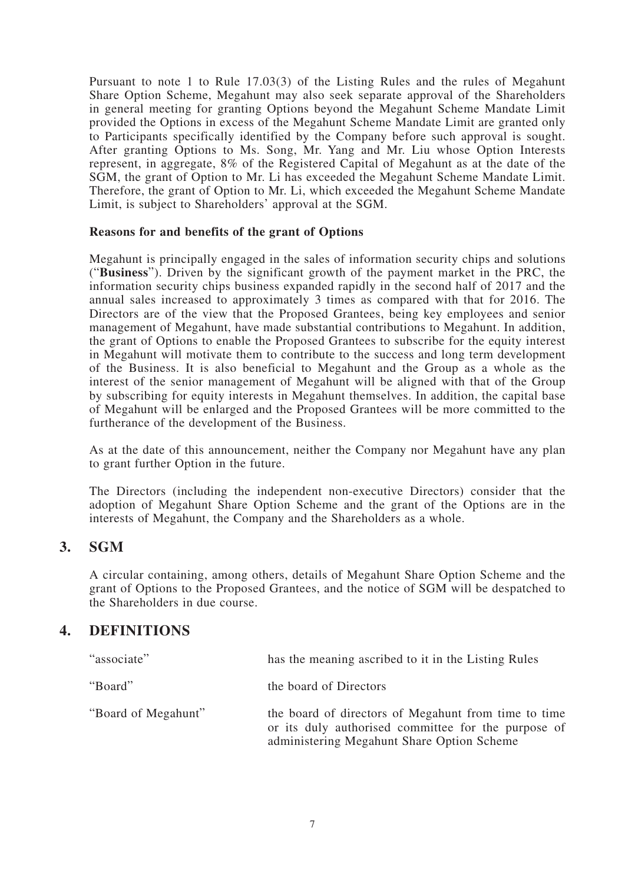Pursuant to note 1 to Rule 17.03(3) of the Listing Rules and the rules of Megahunt Share Option Scheme, Megahunt may also seek separate approval of the Shareholders in general meeting for granting Options beyond the Megahunt Scheme Mandate Limit provided the Options in excess of the Megahunt Scheme Mandate Limit are granted only to Participants specifically identified by the Company before such approval is sought. After granting Options to Ms. Song, Mr. Yang and Mr. Liu whose Option Interests represent, in aggregate, 8% of the Registered Capital of Megahunt as at the date of the SGM, the grant of Option to Mr. Li has exceeded the Megahunt Scheme Mandate Limit. Therefore, the grant of Option to Mr. Li, which exceeded the Megahunt Scheme Mandate Limit, is subject to Shareholders' approval at the SGM.

**Reasons for and benefits of the grant of Options**

Megahunt is principally engaged in the sales of information security chips and solutions ("**Business**"). Driven by the significant growth of the payment market in the PRC, the information security chips business expanded rapidly in the second half of 2017 and the annual sales increased to approximately 3 times as compared with that for 2016. The Directors are of the view that the Proposed Grantees, being key employees and senior management of Megahunt, have made substantial contributions to Megahunt. In addition, the grant of Options to enable the Proposed Grantees to subscribe for the equity interest in Megahunt will motivate them to contribute to the success and long term development of the Business. It is also beneficial to Megahunt and the Group as a whole as the interest of the senior management of Megahunt will be aligned with that of the Group by subscribing for equity interests in Megahunt themselves. In addition, the capital base of Megahunt will be enlarged and the Proposed Grantees will be more committed to the furtherance of the development of the Business.

As at the date of this announcement, neither the Company nor Megahunt have any plan to grant further Option in the future.

The Directors (including the independent non-executive Directors) consider that the adoption of Megahunt Share Option Scheme and the grant of the Options are in the interests of Megahunt, the Company and the Shareholders as a whole.

## 3. SGM

A circular containing, among others, details of Megahunt Share Option Scheme and the grant of Options to the Proposed Grantees, and the notice of SGM will be despatched to the Shareholders in due course.

## 4. DEFINITIONS

| | |
|---|---|
| "associate" | has the meaning ascribed to it in the Listing Rules |
| "Board" | the board of Directors |
| "Board of Megahunt" | the board of directors of Megahunt from time to time or its duly authorised committee for the purpose of administering Megahunt Share Option Scheme |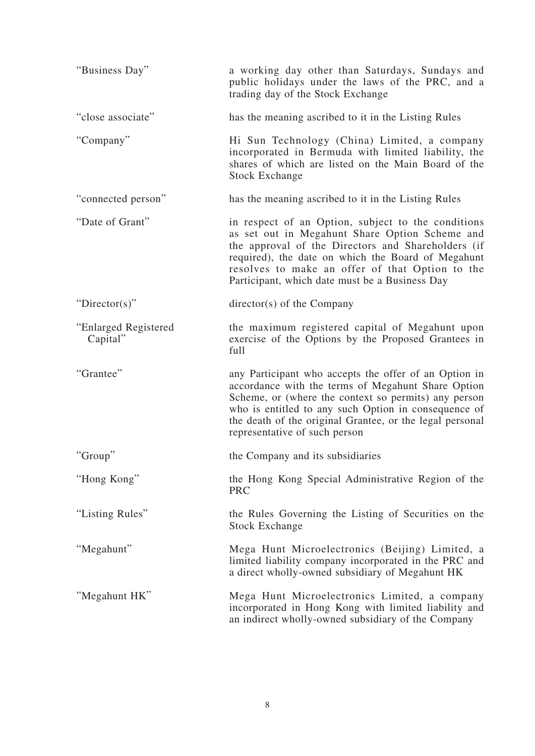| | |
|---|---|
| "Business Day" | a working day other than Saturdays, Sundays and public holidays under the laws of the PRC, and a trading day of the Stock Exchange |
| "close associate" | has the meaning ascribed to it in the Listing Rules |
| "Company" | Hi Sun Technology (China) Limited, a company incorporated in Bermuda with limited liability, the shares of which are listed on the Main Board of the Stock Exchange |
| "connected person" | has the meaning ascribed to it in the Listing Rules |
| "Date of Grant" | in respect of an Option, subject to the conditions as set out in Megahunt Share Option Scheme and the approval of the Directors and Shareholders (if required), the date on which the Board of Megahunt resolves to make an offer of that Option to the Participant, which date must be a Business Day |
| "Director(s)" | director(s) of the Company |
| "Enlarged Registered Capital" | the maximum registered capital of Megahunt upon exercise of the Options by the Proposed Grantees in full |
| "Grantee" | any Participant who accepts the offer of an Option in accordance with the terms of Megahunt Share Option Scheme, or (where the context so permits) any person who is entitled to any such Option in consequence of the death of the original Grantee, or the legal personal representative of such person |
| "Group" | the Company and its subsidiaries |
| "Hong Kong" | the Hong Kong Special Administrative Region of the PRC |
| "Listing Rules" | the Rules Governing the Listing of Securities on the Stock Exchange |
| "Megahunt" | Mega Hunt Microelectronics (Beijing) Limited, a limited liability company incorporated in the PRC and a direct wholly-owned subsidiary of Megahunt HK |
| "Megahunt HK" | Mega Hunt Microelectronics Limited, a company incorporated in Hong Kong with limited liability and an indirect wholly-owned subsidiary of the Company |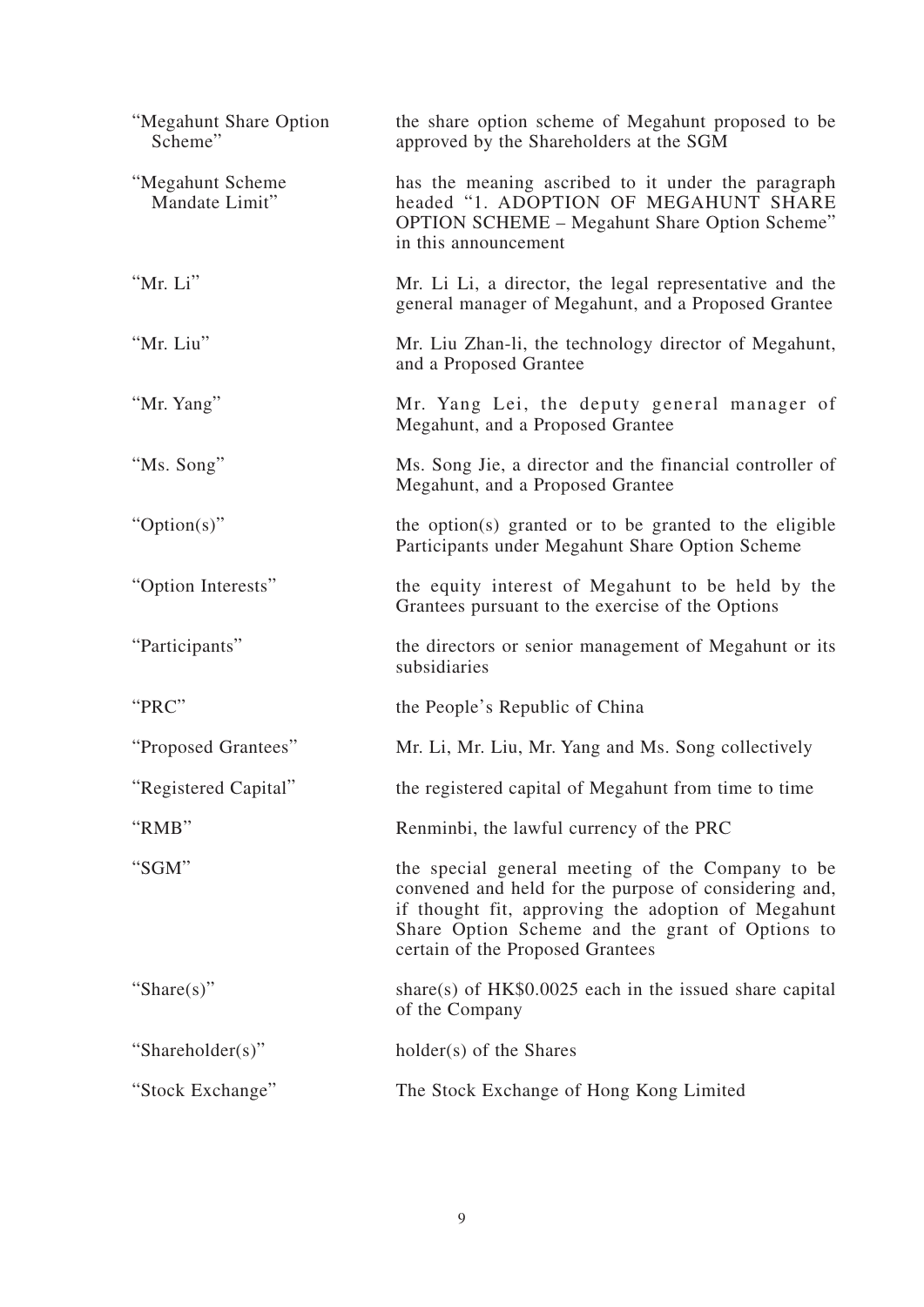| | |
|---|---|
| "Megahunt Share Option Scheme" | the share option scheme of Megahunt proposed to be approved by the Shareholders at the SGM |
| "Megahunt Scheme Mandate Limit" | has the meaning ascribed to it under the paragraph headed "1. ADOPTION OF MEGAHUNT SHARE OPTION SCHEME – Megahunt Share Option Scheme" in this announcement |
| "Mr. Li" | Mr. Li Li, a director, the legal representative and the general manager of Megahunt, and a Proposed Grantee |
| "Mr. Liu" | Mr. Liu Zhan-li, the technology director of Megahunt, and a Proposed Grantee |
| "Mr. Yang" | Mr. Yang Lei, the deputy general manager of Megahunt, and a Proposed Grantee |
| "Ms. Song" | Ms. Song Jie, a director and the financial controller of Megahunt, and a Proposed Grantee |
| "Option(s)" | the option(s) granted or to be granted to the eligible Participants under Megahunt Share Option Scheme |
| "Option Interests" | the equity interest of Megahunt to be held by the Grantees pursuant to the exercise of the Options |
| "Participants" | the directors or senior management of Megahunt or its subsidiaries |
| "PRC" | the People's Republic of China |
| "Proposed Grantees" | Mr. Li, Mr. Liu, Mr. Yang and Ms. Song collectively |
| "Registered Capital" | the registered capital of Megahunt from time to time |
| "RMB" | Renminbi, the lawful currency of the PRC |
| "SGM" | the special general meeting of the Company to be convened and held for the purpose of considering and, if thought fit, approving the adoption of Megahunt Share Option Scheme and the grant of Options to certain of the Proposed Grantees |
| "Share(s)" | share(s) of HK$0.0025 each in the issued share capital of the Company |
| "Shareholder(s)" | holder(s) of the Shares |
| "Stock Exchange" | The Stock Exchange of Hong Kong Limited |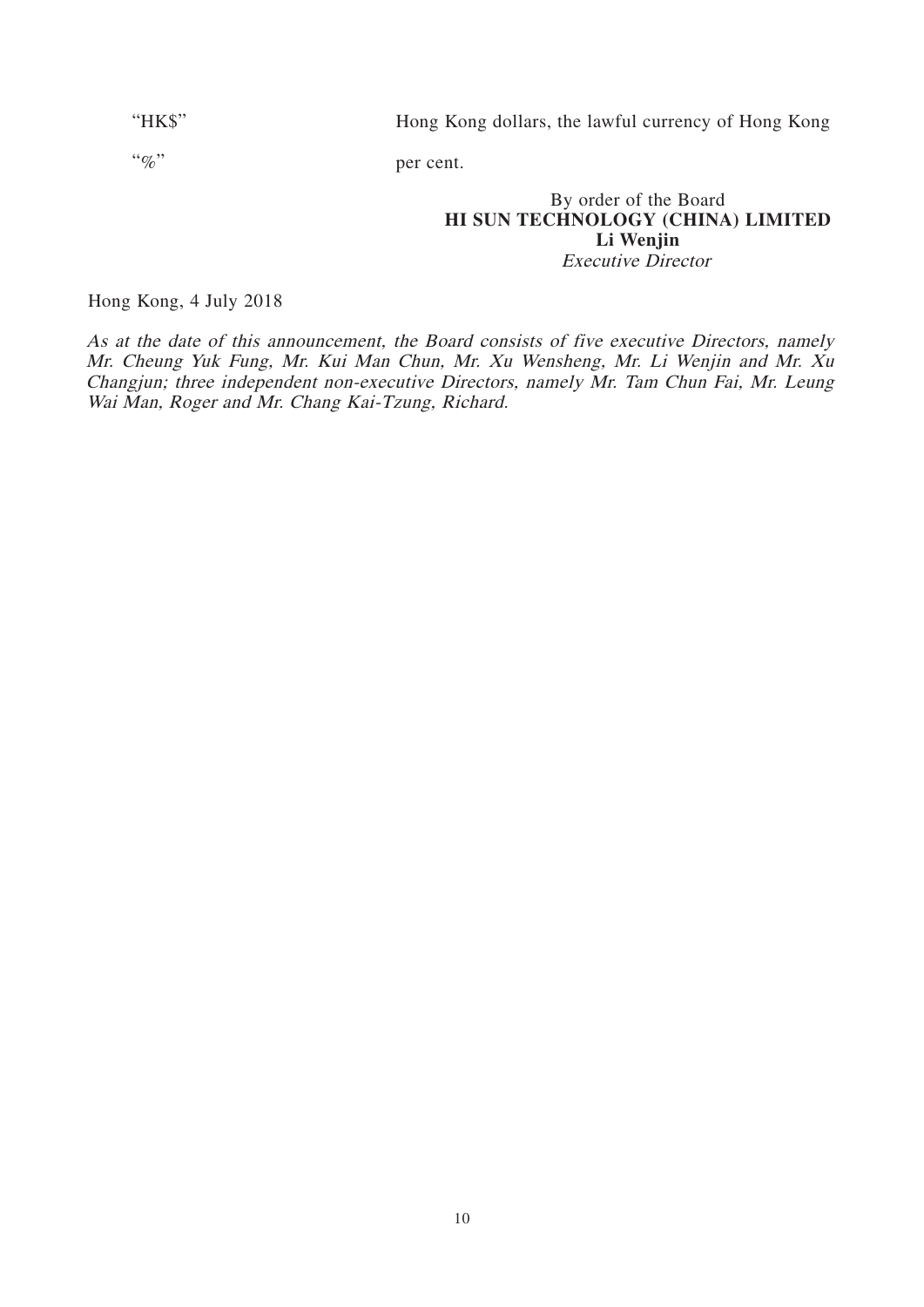| | |
|---|---|
| "HK$" | Hong Kong dollars, the lawful currency of Hong Kong |
| "%" | per cent. |

By order of the Board
**HI SUN TECHNOLOGY (CHINA) LIMITED**
**Li Wenjin**
*Executive Director*

Hong Kong, 4 July 2018

*As at the date of this announcement, the Board consists of five executive Directors, namely Mr. Cheung Yuk Fung, Mr. Kui Man Chun, Mr. Xu Wensheng, Mr. Li Wenjin and Mr. Xu Changjun; three independent non-executive Directors, namely Mr. Tam Chun Fai, Mr. Leung Wai Man, Roger and Mr. Chang Kai-Tzung, Richard.*